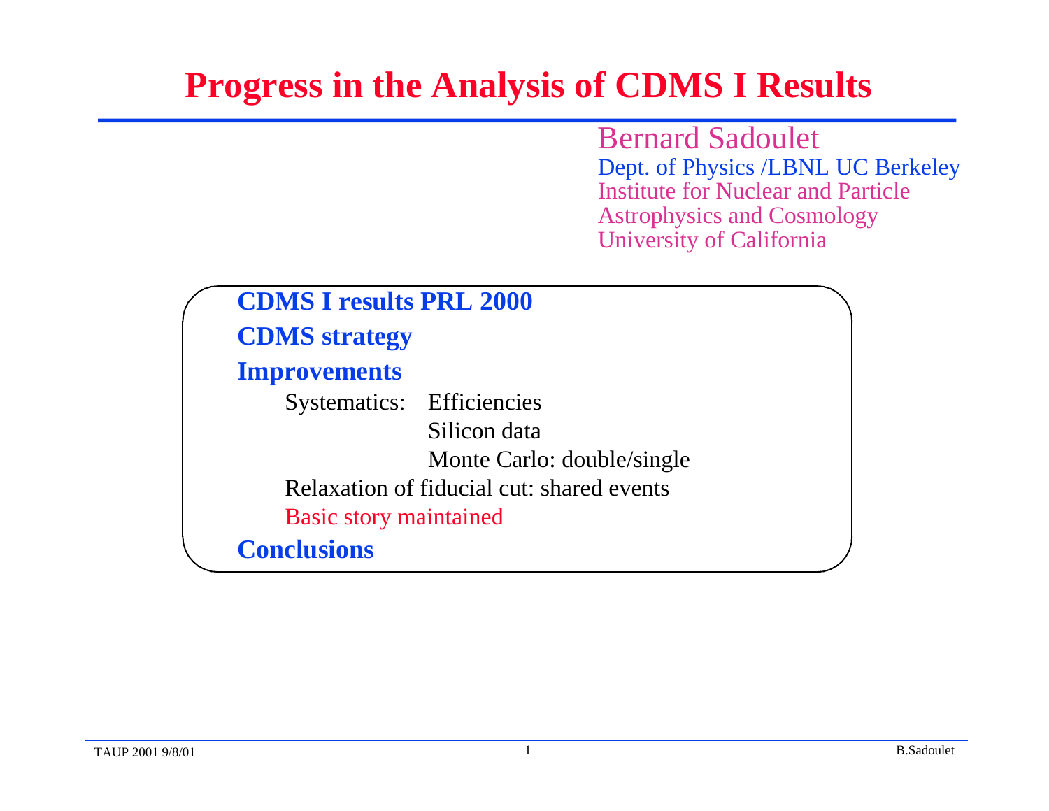# Progress in the Analysis of CDMS I Results

Bernard Sadoulet
Dept. of Physics /LBNL UC Berkeley
Institute for Nuclear and Particle Astrophysics and Cosmology
University of California

**CDMS I results PRL 2000**

**CDMS strategy**

**Improvements**

- Systematics: Efficiencies
  - Silicon data
  - Monte Carlo: double/single
- Relaxation of fiducial cut: shared events
- Basic story maintained

**Conclusions**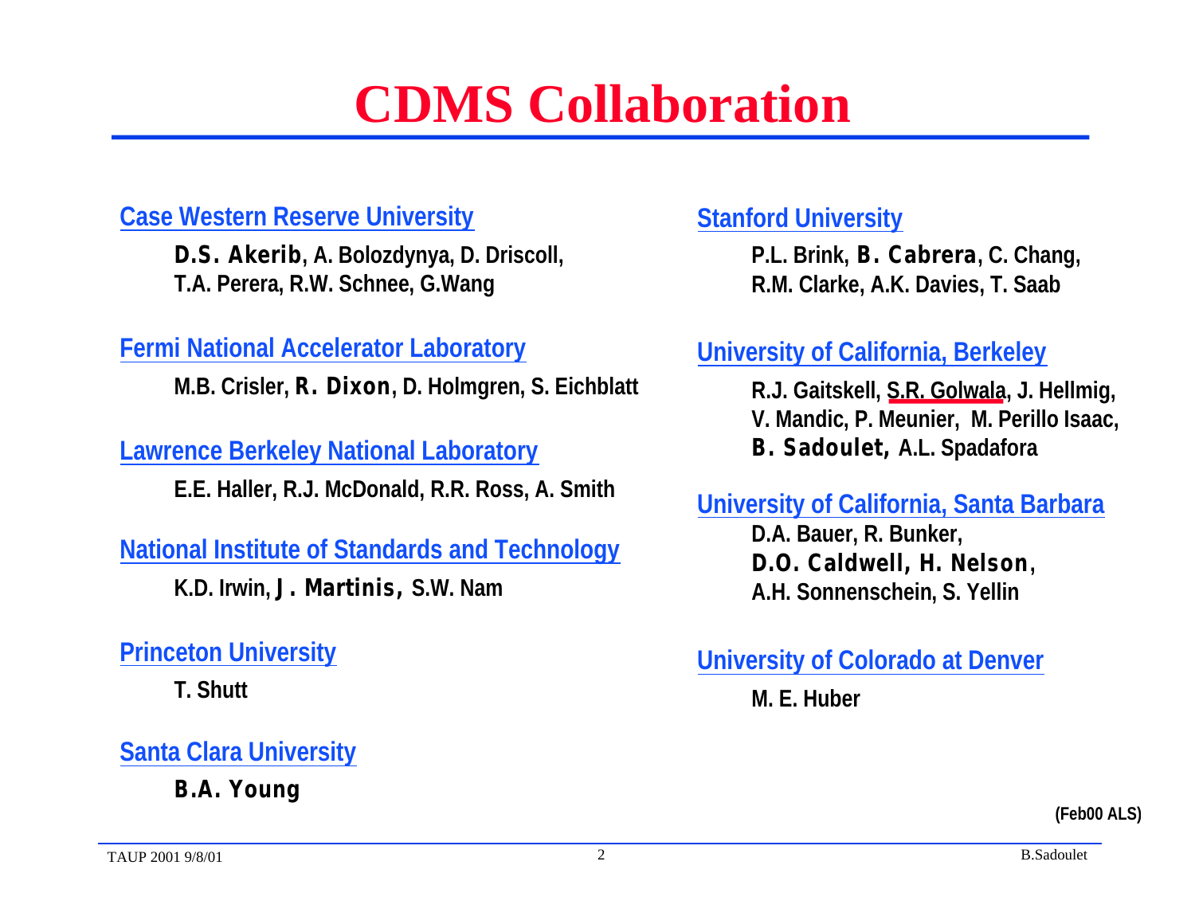# CDMS Collaboration

**Case Western Reserve University**

**D.S. Akerib**, A. Bolozdynya, D. Driscoll, T.A. Perera, R.W. Schnee, G.Wang

**Fermi National Accelerator Laboratory**

M.B. Crisler, **R. Dixon**, D. Holmgren, S. Eichblatt

**Lawrence Berkeley National Laboratory**

E.E. Haller, R.J. McDonald, R.R. Ross, A. Smith

**National Institute of Standards and Technology**

K.D. Irwin, **J. Martinis,** S.W. Nam

**Princeton University**

T. Shutt

**Santa Clara University**

**B.A. Young**

**Stanford University**

P.L. Brink, **B. Cabrera**, C. Chang, R.M. Clarke, A.K. Davies, T. Saab

**University of California, Berkeley**

R.J. Gaitskell, S.R. Golwala, J. Hellmig, V. Mandic, P. Meunier, M. Perillo Isaac, **B. Sadoulet,** A.L. Spadafora

**University of California, Santa Barbara**

D.A. Bauer, R. Bunker, **D.O. Caldwell, H. Nelson**, A.H. Sonnenschein, S. Yellin

**University of Colorado at Denver**

M. E. Huber

(Feb00 ALS)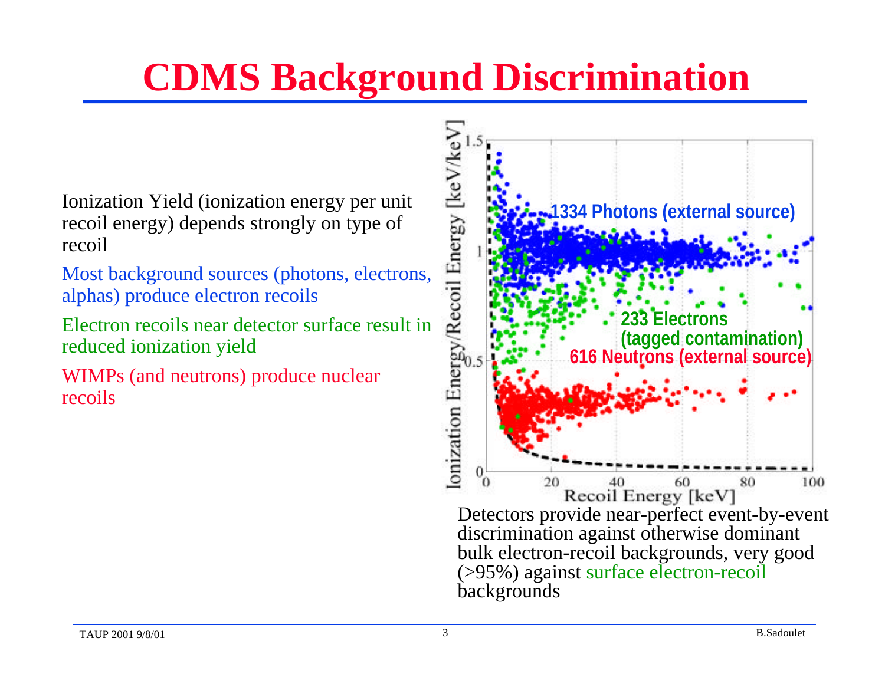# CDMS Background Discrimination

Ionization Yield (ionization energy per unit recoil energy) depends strongly on type of recoil

Most background sources (photons, electrons, alphas) produce electron recoils

Electron recoils near detector surface result in reduced ionization yield

WIMPs (and neutrons) produce nuclear recoils

Detectors provide near-perfect event-by-event discrimination against otherwise dominant bulk electron-recoil backgrounds, very good (>95%) against surface electron-recoil backgrounds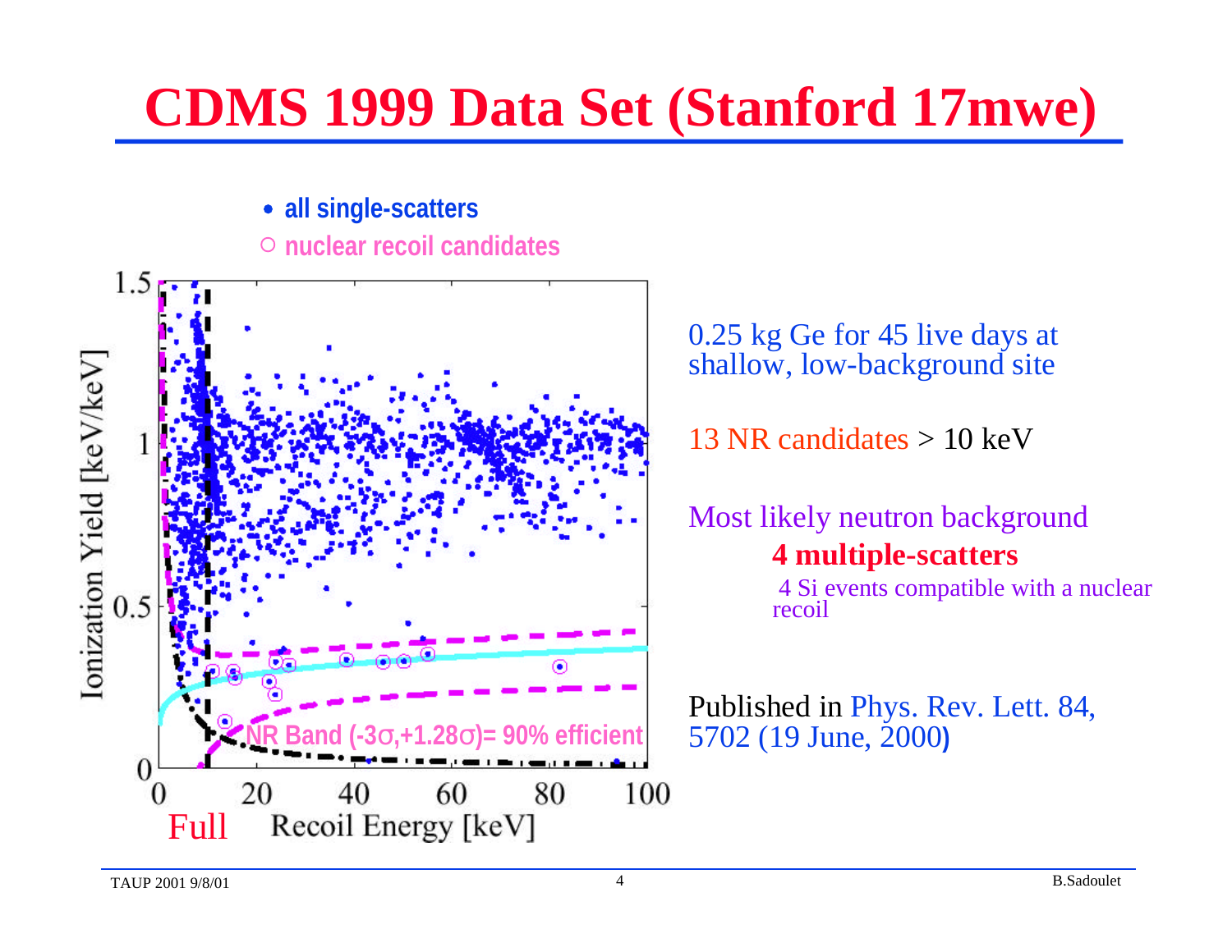# CDMS 1999 Data Set (Stanford 17mwe)

- all single-scatters
- ○ nuclear recoil candidates

1.5 | 1 | 0.5 | 0

Ionization Yield [keV/keV]

NR Band ($-3\sigma$,$+1.28\sigma$)= 90% efficient

0 | 20 | 40 | 60 | 80 | 100

Full   Recoil Energy [keV]

0.25 kg Ge for 45 live days at shallow, low-background site

13 NR candidates > 10 keV

Most likely neutron background

**4 multiple-scatters**

4 Si events compatible with a nuclear recoil

Published in Phys. Rev. Lett. 84, 5702 (19 June, 2000)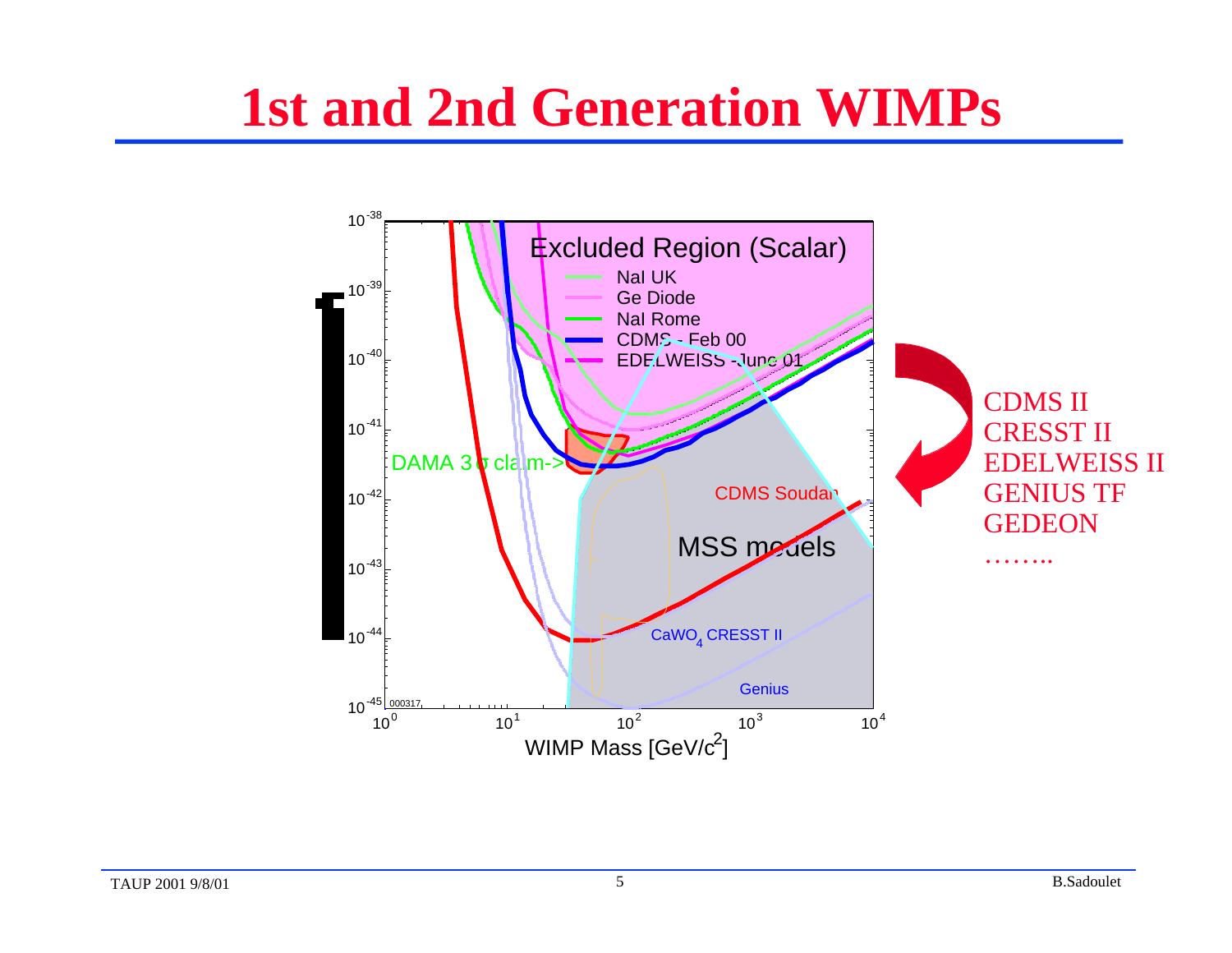# 1st and 2nd Generation WIMPs

CDMS II
CRESST II
EDELWEISS II
GENIUS TF
GEDEON
……..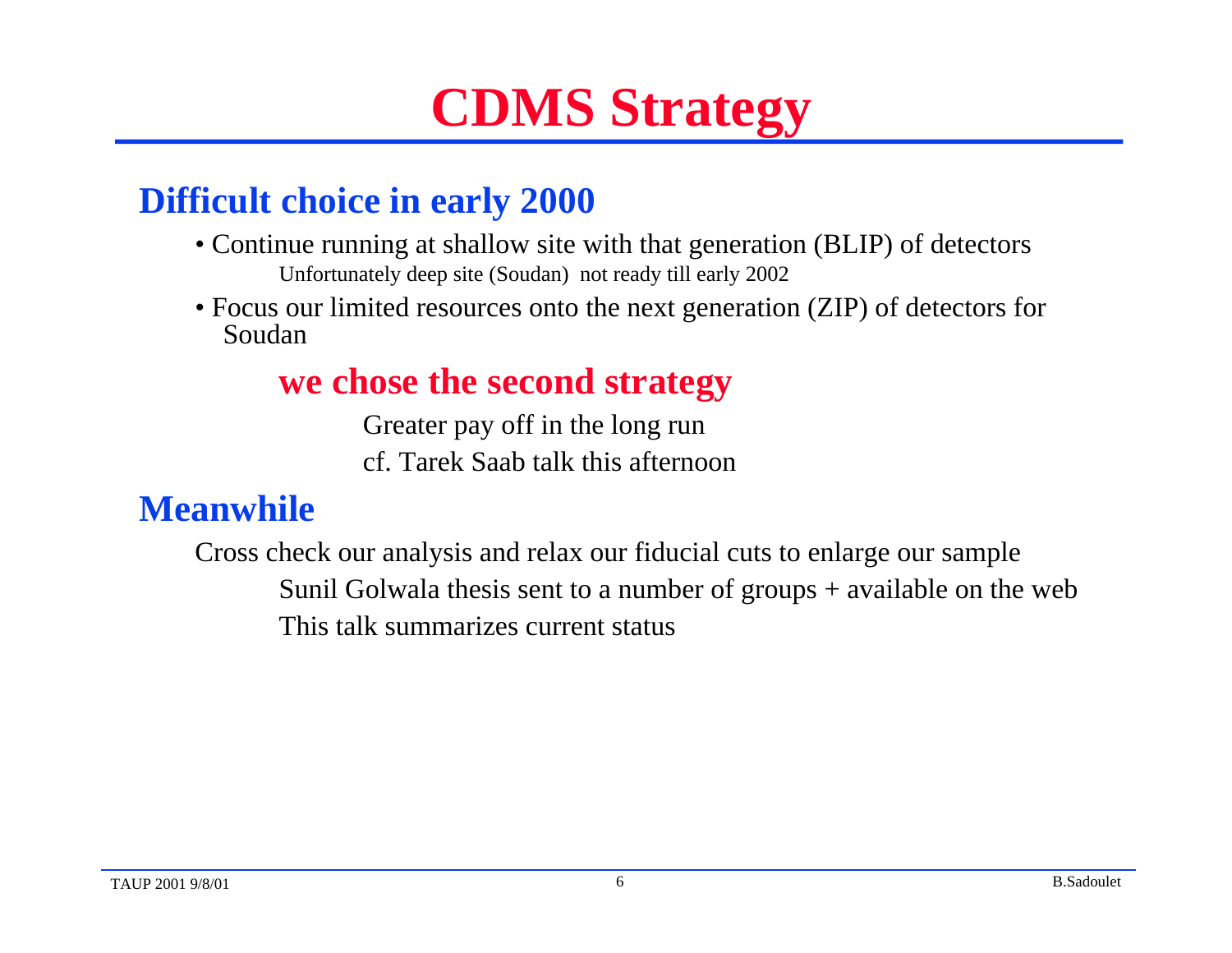# CDMS Strategy

## Difficult choice in early 2000

- Continue running at shallow site with that generation (BLIP) of detectors
  
  Unfortunately deep site (Soudan) not ready till early 2002

- Focus our limited resources onto the next generation (ZIP) of detectors for Soudan

**we chose the second strategy**

Greater pay off in the long run

cf. Tarek Saab talk this afternoon

## Meanwhile

Cross check our analysis and relax our fiducial cuts to enlarge our sample

Sunil Golwala thesis sent to a number of groups + available on the web

This talk summarizes current status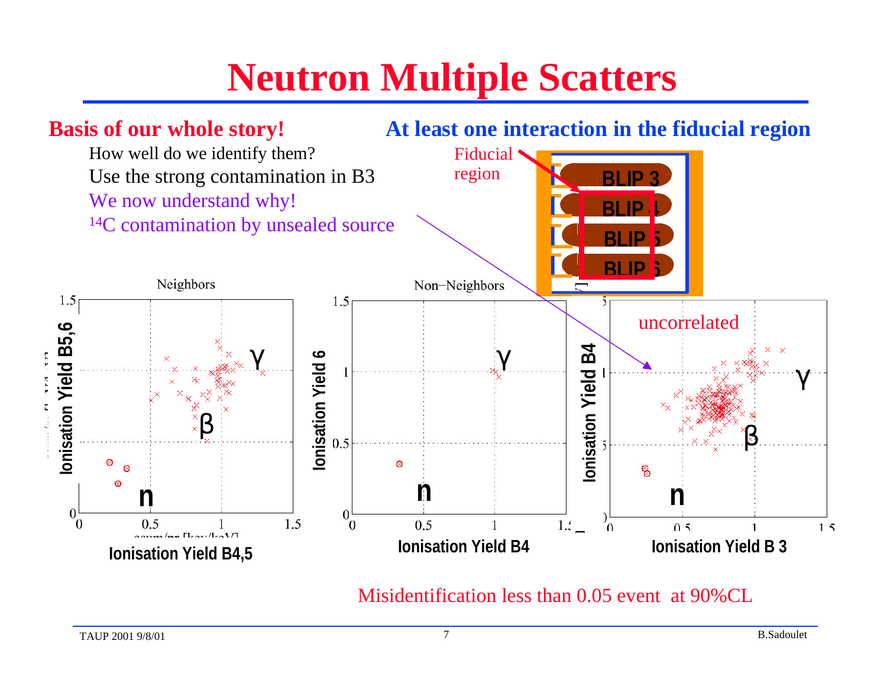# Neutron Multiple Scatters

**Basis of our whole story!**

How well do we identify them?

Use the strong contamination in B3

We now understand why!

$^{14}C$ contamination by unsealed source

**At least one interaction in the fiducial region**

Fiducial region

BLIP 3

BLIP 4

BLIP 5

BLIP 6

Neighbors

Non−Neighbors

uncorrelated

Ionisation Yield B5,6

Ionisation Yield B4,5

Ionisation Yield 6

Ionisation Yield B4

Ionisation Yield B4

Ionisation Yield B 3

γ β n

Misidentification less than 0.05 event at 90%CL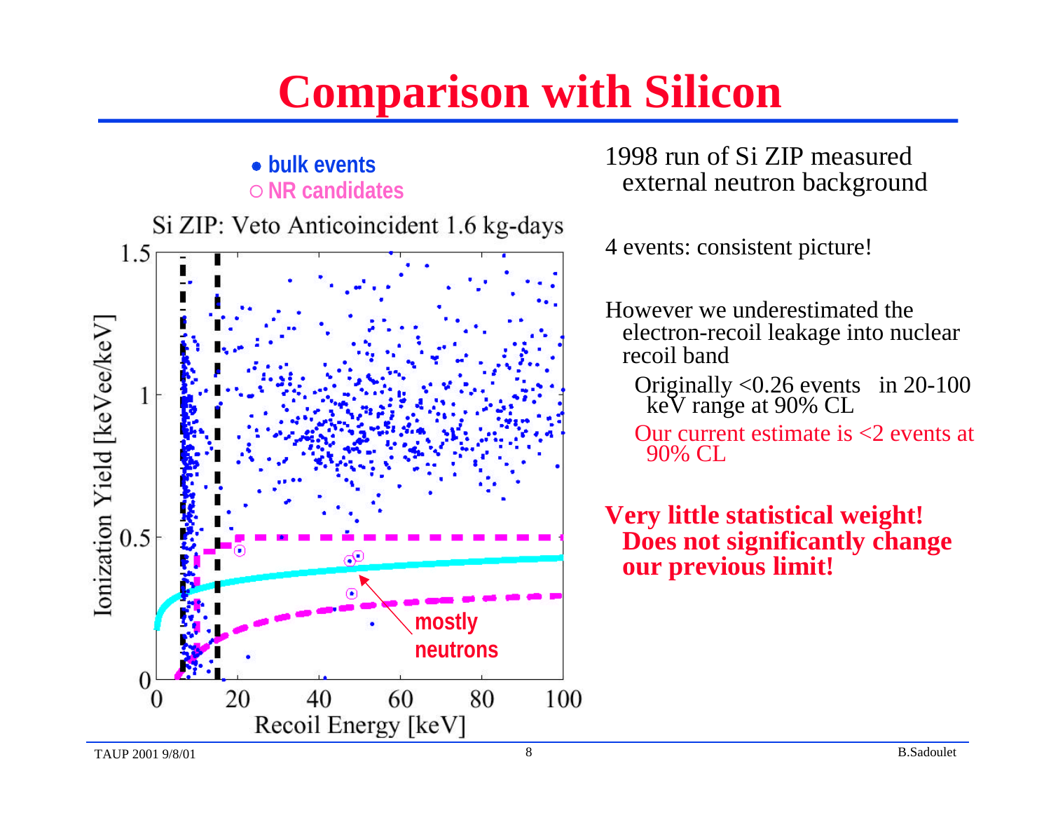# Comparison with Silicon

1998 run of Si ZIP measured external neutron background

4 events: consistent picture!

However we underestimated the electron-recoil leakage into nuclear recoil band

- Originally <0.26 events in 20-100 keV range at 90% CL
- Our current estimate is <2 events at 90% CL

**Very little statistical weight! Does not significantly change our previous limit!**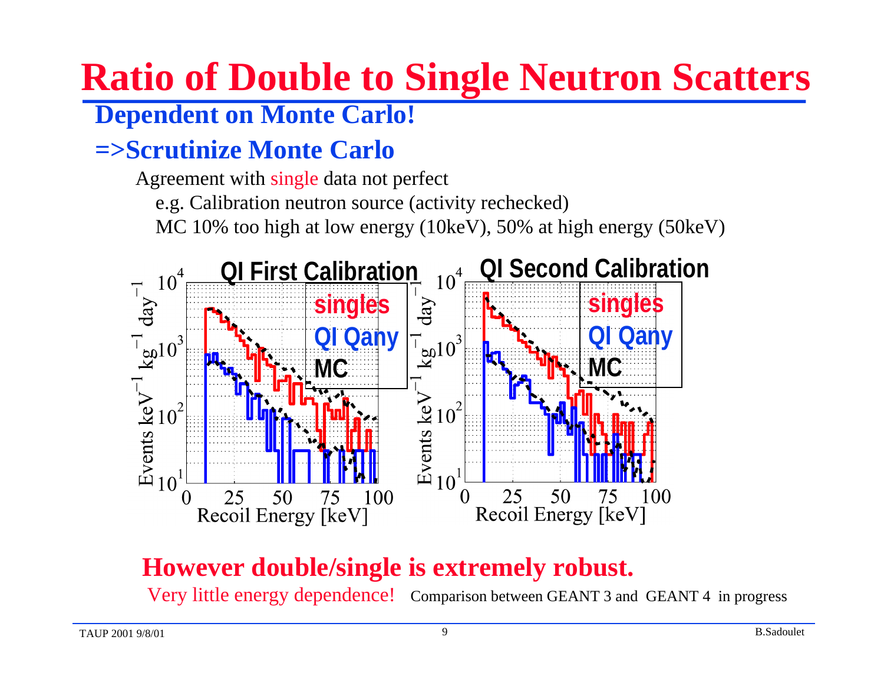# Ratio of Double to Single Neutron Scatters

## Dependent on Monte Carlo!

## =>Scrutinize Monte Carlo

Agreement with single data not perfect

e.g. Calibration neutron source (activity rechecked)

MC 10% too high at low energy (10keV), 50% at high energy (50keV)

QI First Calibration

QI Second Calibration

**However double/single is extremely robust.**

Very little energy dependence! Comparison between GEANT 3 and GEANT 4 in progress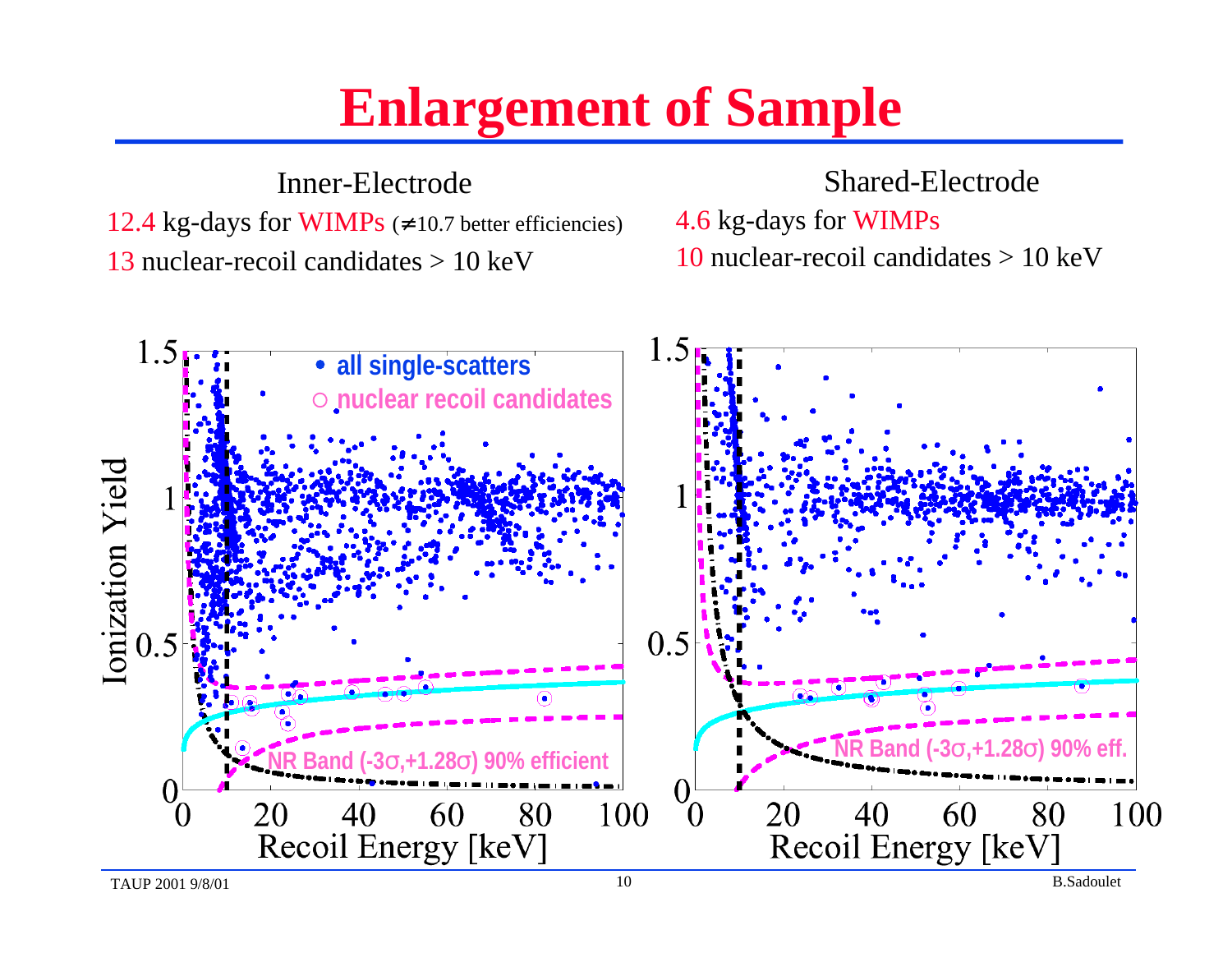# Enlargement of Sample

Inner-Electrode

12.4 kg-days for WIMPs (≠10.7 better efficiencies)

13 nuclear-recoil candidates > 10 keV

Shared-Electrode

4.6 kg-days for WIMPs

10 nuclear-recoil candidates > 10 keV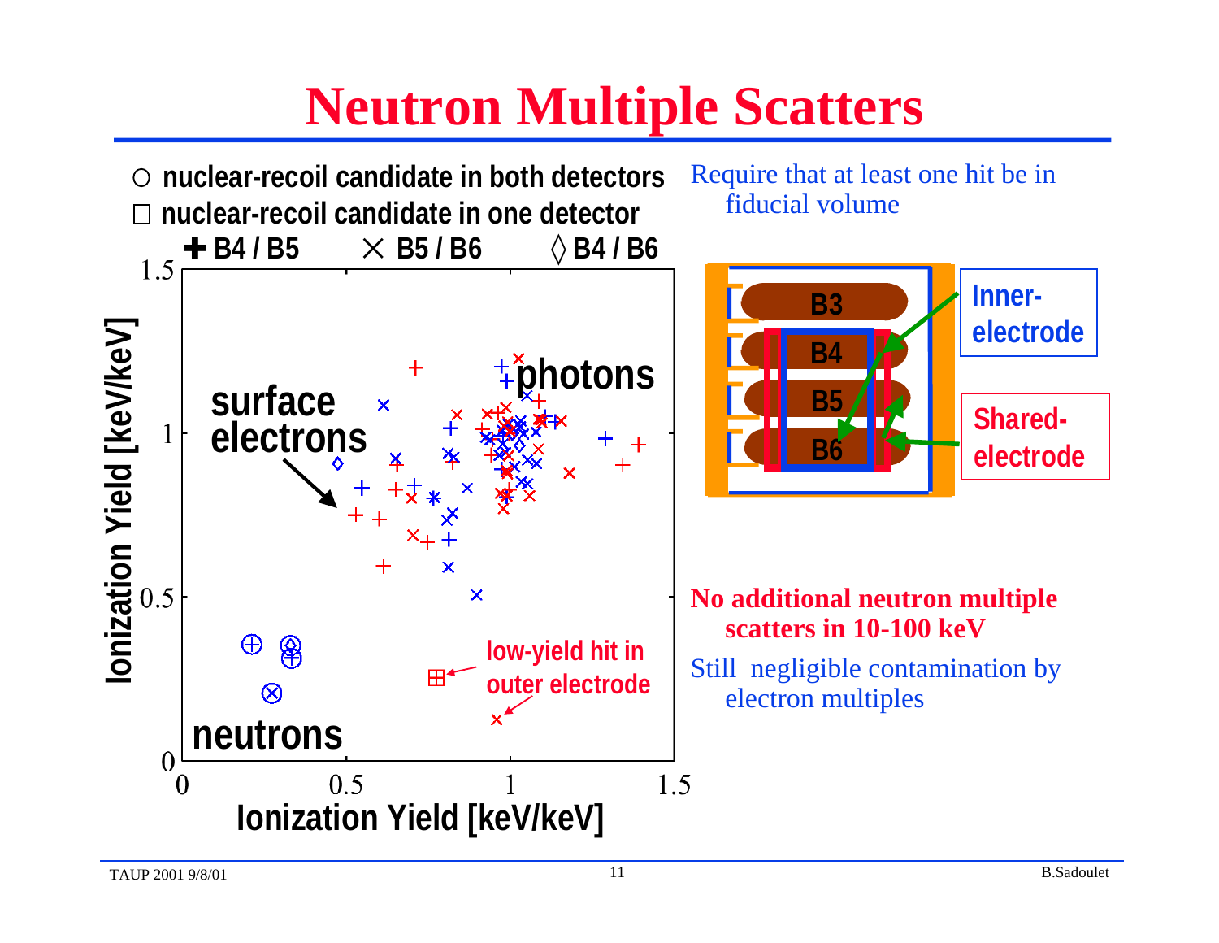# Neutron Multiple Scatters

○ nuclear-recoil candidate in both detectors
□ nuclear-recoil candidate in one detector
✚ B4 / B5 × B5 / B6 ◊ B4 / B6

Require that at least one hit be in fiducial volume

Inner-electrode

Shared-electrode

surface electrons

photons

neutrons

low-yield hit in outer electrode

Ionization Yield [keV/keV]

**No additional neutron multiple scatters in 10-100 keV**

Still negligible contamination by electron multiples

TAUP 2001 9/8/01 B.Sadoulet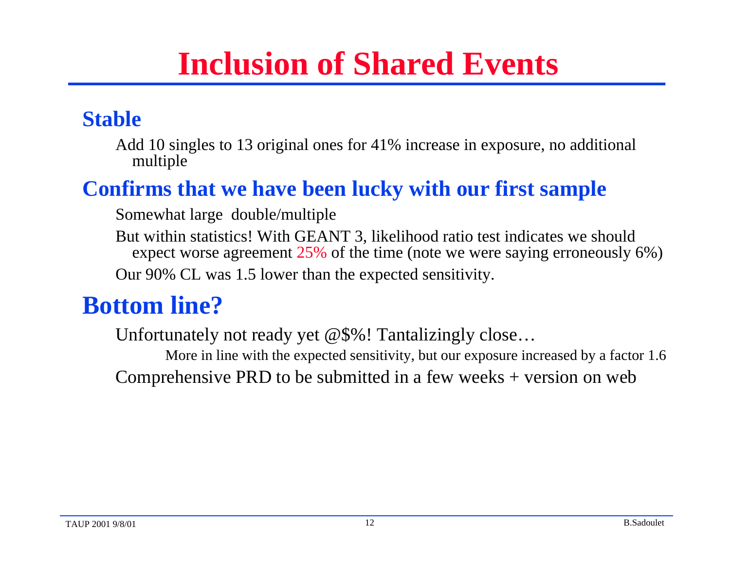# Inclusion of Shared Events

## Stable

Add 10 singles to 13 original ones for 41% increase in exposure, no additional multiple

## Confirms that we have been lucky with our first sample

Somewhat large double/multiple

But within statistics! With GEANT 3, likelihood ratio test indicates we should expect worse agreement 25% of the time (note we were saying erroneously 6%)

Our 90% CL was 1.5 lower than the expected sensitivity.

## Bottom line?

Unfortunately not ready yet @$%! Tantalizingly close…

More in line with the expected sensitivity, but our exposure increased by a factor 1.6

Comprehensive PRD to be submitted in a few weeks + version on web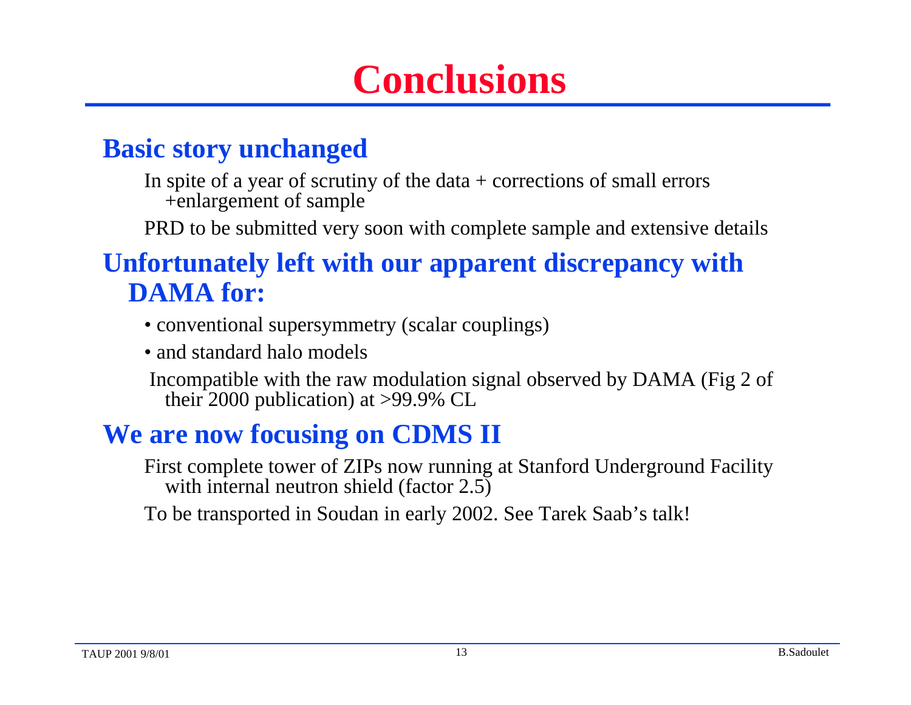# Conclusions

## Basic story unchanged

In spite of a year of scrutiny of the data + corrections of small errors +enlargement of sample

PRD to be submitted very soon with complete sample and extensive details

## Unfortunately left with our apparent discrepancy with DAMA for:

- conventional supersymmetry (scalar couplings)
- and standard halo models

Incompatible with the raw modulation signal observed by DAMA (Fig 2 of their 2000 publication) at >99.9% CL

## We are now focusing on CDMS II

First complete tower of ZIPs now running at Stanford Underground Facility with internal neutron shield (factor 2.5)

To be transported in Soudan in early 2002. See Tarek Saab's talk!